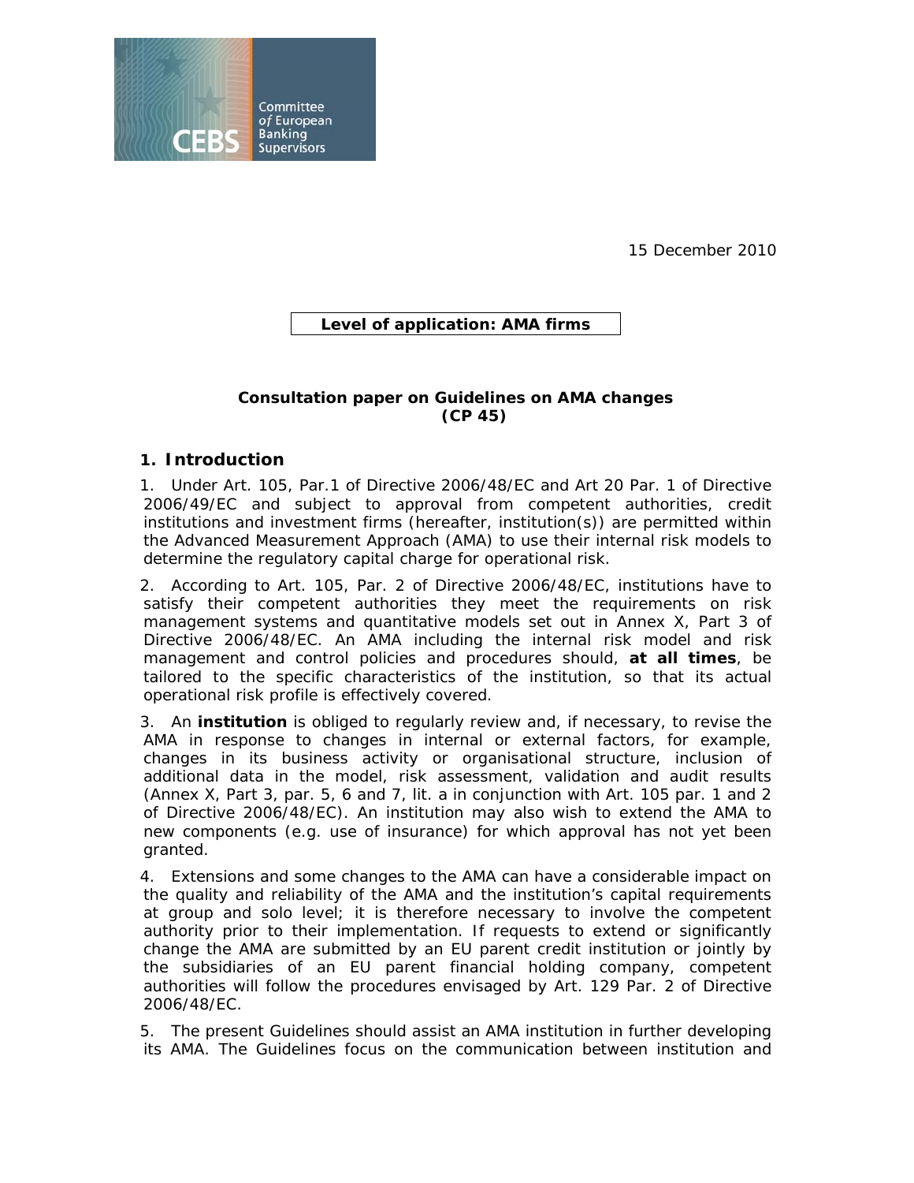Committee of European Banking Supervisors

15 December 2010

**Level of application: AMA firms**

**Consultation paper on Guidelines on AMA changes (CP 45)**

## 1. Introduction

1. Under Art. 105, Par.1 of Directive 2006/48/EC and Art 20 Par. 1 of Directive 2006/49/EC and subject to approval from competent authorities, credit institutions and investment firms (hereafter, institution(s)) are permitted within the Advanced Measurement Approach (AMA) to use their internal risk models to determine the regulatory capital charge for operational risk.

2. According to Art. 105, Par. 2 of Directive 2006/48/EC, institutions have to satisfy their competent authorities they meet the requirements on risk management systems and quantitative models set out in Annex X, Part 3 of Directive 2006/48/EC. An AMA including the internal risk model and risk management and control policies and procedures should, **at all times**, be tailored to the specific characteristics of the institution, so that its actual operational risk profile is effectively covered.

3. An **institution** is obliged to regularly review and, if necessary, to revise the AMA in response to changes in internal or external factors, for example, changes in its business activity or organisational structure, inclusion of additional data in the model, risk assessment, validation and audit results (Annex X, Part 3, par. 5, 6 and 7, lit. a in conjunction with Art. 105 par. 1 and 2 of Directive 2006/48/EC). An institution may also wish to extend the AMA to new components (e.g. use of insurance) for which approval has not yet been granted.

4. Extensions and some changes to the AMA can have a considerable impact on the quality and reliability of the AMA and the institution's capital requirements at group and solo level; it is therefore necessary to involve the competent authority prior to their implementation. If requests to extend or significantly change the AMA are submitted by an EU parent credit institution or jointly by the subsidiaries of an EU parent financial holding company, competent authorities will follow the procedures envisaged by Art. 129 Par. 2 of Directive 2006/48/EC.

5. The present Guidelines should assist an AMA institution in further developing its AMA. The Guidelines focus on the communication between institution and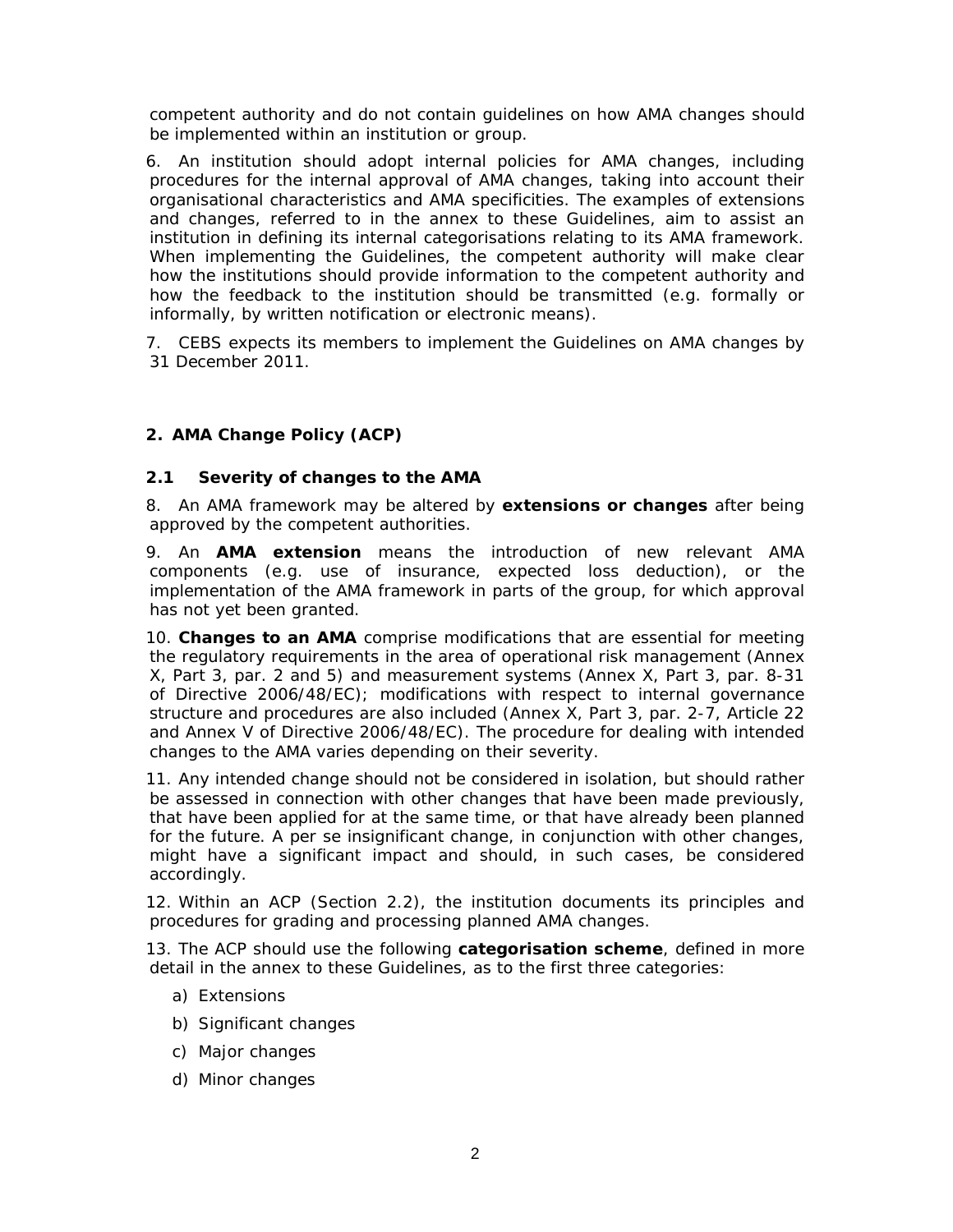competent authority and do not contain guidelines on how AMA changes should be implemented within an institution or group.

6. An institution should adopt internal policies for AMA changes, including procedures for the internal approval of AMA changes, taking into account their organisational characteristics and AMA specificities. The examples of extensions and changes, referred to in the annex to these Guidelines, aim to assist an institution in defining its internal categorisations relating to its AMA framework. When implementing the Guidelines, the competent authority will make clear how the institutions should provide information to the competent authority and how the feedback to the institution should be transmitted (e.g. formally or informally, by written notification or electronic means).

7. CEBS expects its members to implement the Guidelines on AMA changes by 31 December 2011.

## 2. AMA Change Policy (ACP)

### 2.1 Severity of changes to the AMA

8. An AMA framework may be altered by **extensions or changes** after being approved by the competent authorities.

9. An **AMA extension** means the introduction of new relevant AMA components (e.g. use of insurance, expected loss deduction), or the implementation of the AMA framework in parts of the group, for which approval has not yet been granted.

10. **Changes to an AMA** comprise modifications that are essential for meeting the regulatory requirements in the area of operational risk management (Annex X, Part 3, par. 2 and 5) and measurement systems (Annex X, Part 3, par. 8-31 of Directive 2006/48/EC); modifications with respect to internal governance structure and procedures are also included (Annex X, Part 3, par. 2-7, Article 22 and Annex V of Directive 2006/48/EC). The procedure for dealing with intended changes to the AMA varies depending on their severity.

11. Any intended change should not be considered in isolation, but should rather be assessed in connection with other changes that have been made previously, that have been applied for at the same time, or that have already been planned for the future. A per se insignificant change, in conjunction with other changes, might have a significant impact and should, in such cases, be considered accordingly.

12. Within an ACP (Section 2.2), the institution documents its principles and procedures for grading and processing planned AMA changes.

13. The ACP should use the following **categorisation scheme**, defined in more detail in the annex to these Guidelines, as to the first three categories:

a) Extensions

b) Significant changes

c) Major changes

d) Minor changes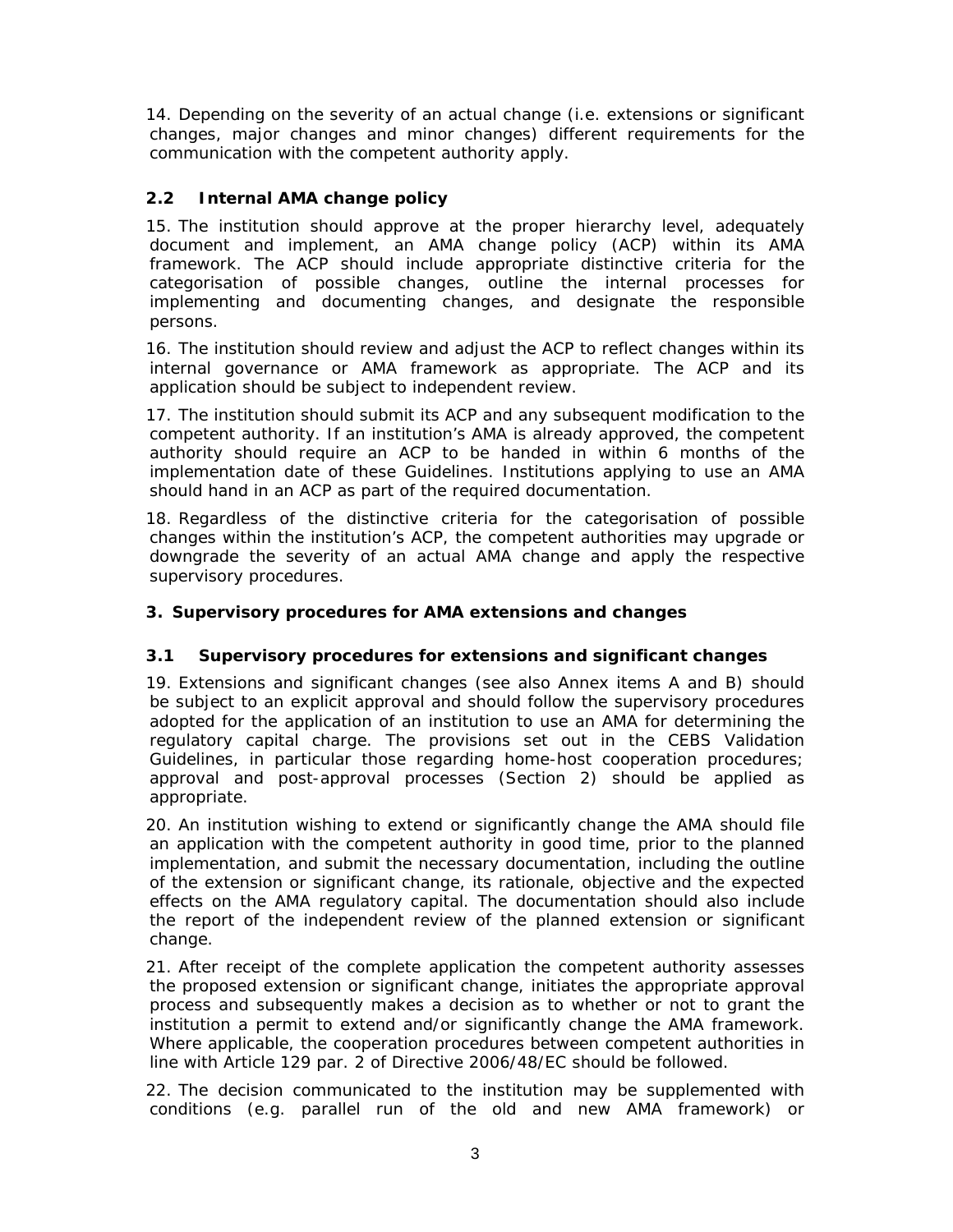14. Depending on the severity of an actual change (i.e. extensions or significant changes, major changes and minor changes) different requirements for the communication with the competent authority apply.

### 2.2 Internal AMA change policy

15. The institution should approve at the proper hierarchy level, adequately document and implement, an AMA change policy (ACP) within its AMA framework. The ACP should include appropriate distinctive criteria for the categorisation of possible changes, outline the internal processes for implementing and documenting changes, and designate the responsible persons.

16. The institution should review and adjust the ACP to reflect changes within its internal governance or AMA framework as appropriate. The ACP and its application should be subject to independent review.

17. The institution should submit its ACP and any subsequent modification to the competent authority. If an institution's AMA is already approved, the competent authority should require an ACP to be handed in within 6 months of the implementation date of these Guidelines. Institutions applying to use an AMA should hand in an ACP as part of the required documentation.

18. Regardless of the distinctive criteria for the categorisation of possible changes within the institution's ACP, the competent authorities may upgrade or downgrade the severity of an actual AMA change and apply the respective supervisory procedures.

## 3. Supervisory procedures for AMA extensions and changes

### 3.1 Supervisory procedures for extensions and significant changes

19. Extensions and significant changes (see also Annex items A and B) should be subject to an explicit approval and should follow the supervisory procedures adopted for the application of an institution to use an AMA for determining the regulatory capital charge. The provisions set out in the CEBS Validation Guidelines, in particular those regarding home-host cooperation procedures; approval and post-approval processes (Section 2) should be applied as appropriate.

20. An institution wishing to extend or significantly change the AMA should file an application with the competent authority in good time, prior to the planned implementation, and submit the necessary documentation, including the outline of the extension or significant change, its rationale, objective and the expected effects on the AMA regulatory capital. The documentation should also include the report of the independent review of the planned extension or significant change.

21. After receipt of the complete application the competent authority assesses the proposed extension or significant change, initiates the appropriate approval process and subsequently makes a decision as to whether or not to grant the institution a permit to extend and/or significantly change the AMA framework. Where applicable, the cooperation procedures between competent authorities in line with Article 129 par. 2 of Directive 2006/48/EC should be followed.

22. The decision communicated to the institution may be supplemented with conditions (e.g. parallel run of the old and new AMA framework) or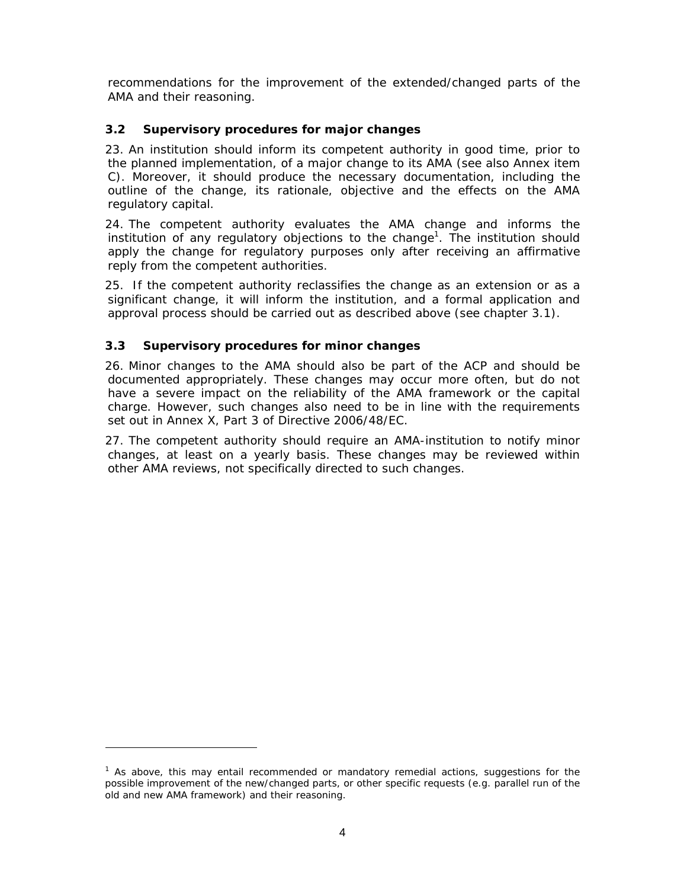recommendations for the improvement of the extended/changed parts of the AMA and their reasoning.

### 3.2 Supervisory procedures for major changes

23. An institution should inform its competent authority in good time, prior to the planned implementation, of a major change to its AMA (see also Annex item C). Moreover, it should produce the necessary documentation, including the outline of the change, its rationale, objective and the effects on the AMA regulatory capital.

24. The competent authority evaluates the AMA change and informs the institution of any regulatory objections to the change[1]. The institution should apply the change for regulatory purposes only after receiving an affirmative reply from the competent authorities.

25. If the competent authority reclassifies the change as an extension or as a significant change, it will inform the institution, and a formal application and approval process should be carried out as described above (see chapter 3.1).

### 3.3 Supervisory procedures for minor changes

26. Minor changes to the AMA should also be part of the ACP and should be documented appropriately. These changes may occur more often, but do not have a severe impact on the reliability of the AMA framework or the capital charge. However, such changes also need to be in line with the requirements set out in Annex X, Part 3 of Directive 2006/48/EC.

27. The competent authority should require an AMA-institution to notify minor changes, at least on a yearly basis. These changes may be reviewed within other AMA reviews, not specifically directed to such changes.

---

[1] As above, this may entail recommended or mandatory remedial actions, suggestions for the possible improvement of the new/changed parts, or other specific requests (e.g. parallel run of the old and new AMA framework) and their reasoning.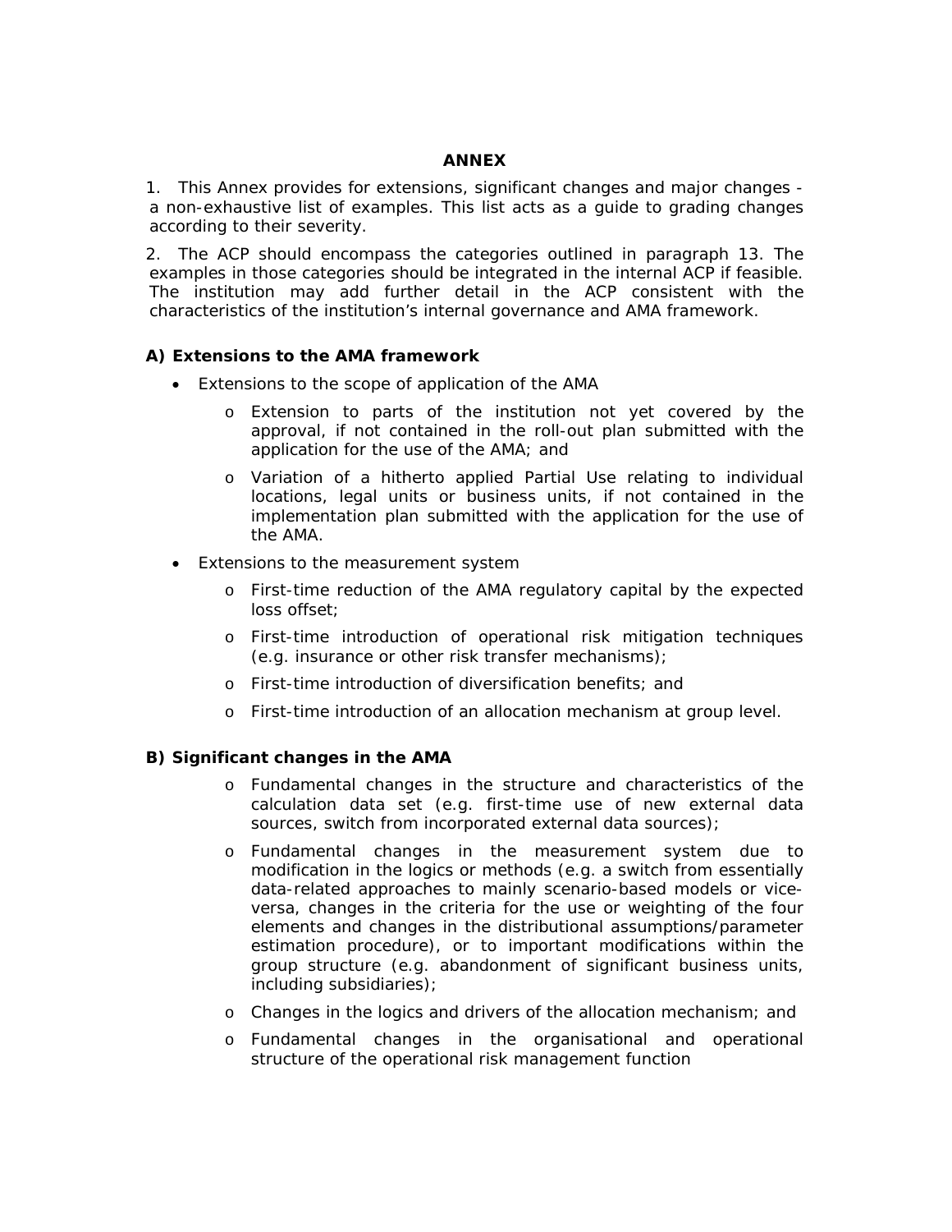# ANNEX

1. This Annex provides for extensions, significant changes and major changes - a non-exhaustive list of examples. This list acts as a guide to grading changes according to their severity.

2. The ACP should encompass the categories outlined in paragraph 13. The examples in those categories should be integrated in the internal ACP if feasible. The institution may add further detail in the ACP consistent with the characteristics of the institution's internal governance and AMA framework.

## A) Extensions to the AMA framework

- Extensions to the scope of application of the AMA
  - Extension to parts of the institution not yet covered by the approval, if not contained in the roll-out plan submitted with the application for the use of the AMA; and
  - Variation of a hitherto applied Partial Use relating to individual locations, legal units or business units, if not contained in the implementation plan submitted with the application for the use of the AMA.
- Extensions to the measurement system
  - First-time reduction of the AMA regulatory capital by the expected loss offset;
  - First-time introduction of operational risk mitigation techniques (e.g. insurance or other risk transfer mechanisms);
  - First-time introduction of diversification benefits; and
  - First-time introduction of an allocation mechanism at group level.

## B) Significant changes in the AMA

- Fundamental changes in the structure and characteristics of the calculation data set (e.g. first-time use of new external data sources, switch from incorporated external data sources);
- Fundamental changes in the measurement system due to modification in the logics or methods (e.g. a switch from essentially data-related approaches to mainly scenario-based models or vice-versa, changes in the criteria for the use or weighting of the four elements and changes in the distributional assumptions/parameter estimation procedure), or to important modifications within the group structure (e.g. abandonment of significant business units, including subsidiaries);
- Changes in the logics and drivers of the allocation mechanism; and
- Fundamental changes in the organisational and operational structure of the operational risk management function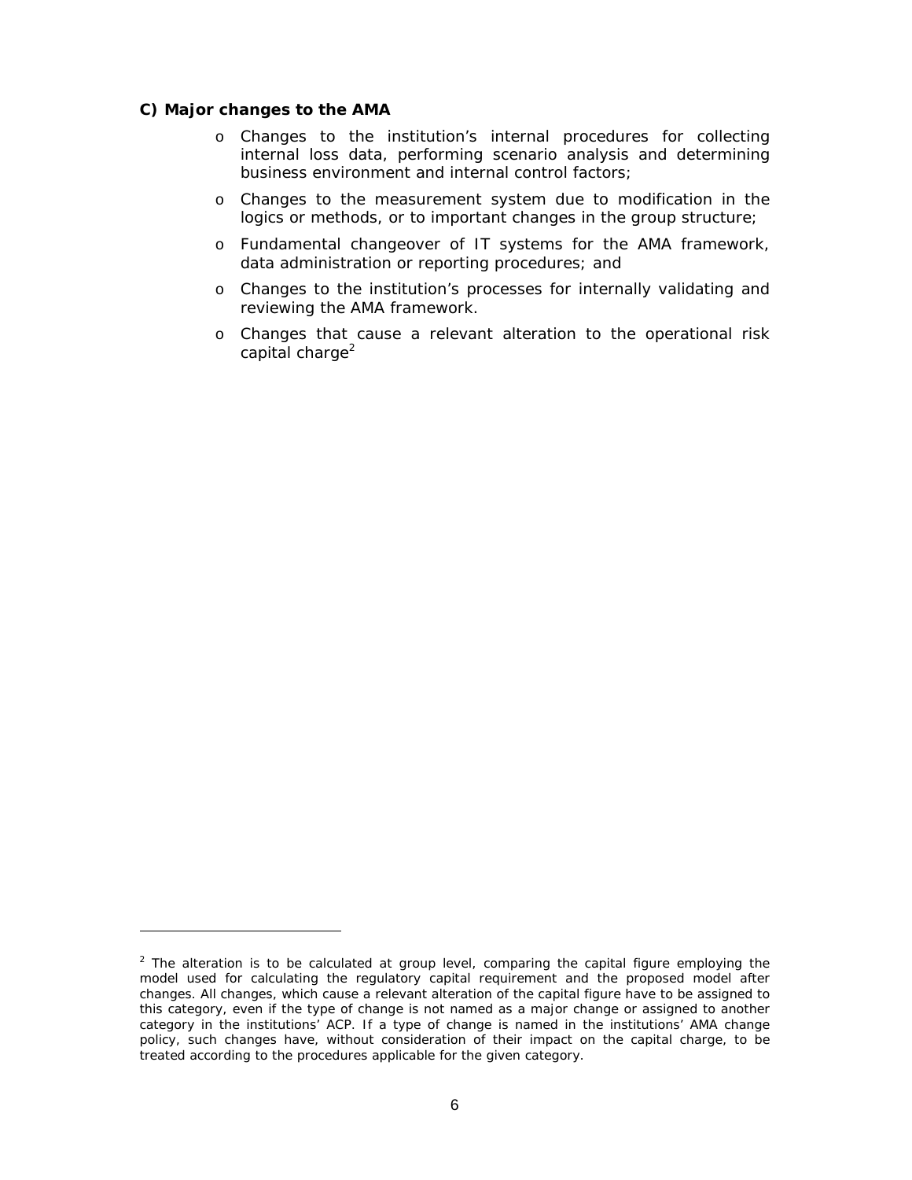**C) Major changes to the AMA**

- Changes to the institution's internal procedures for collecting internal loss data, performing scenario analysis and determining business environment and internal control factors;
- Changes to the measurement system due to modification in the logics or methods, or to important changes in the group structure;
- Fundamental changeover of IT systems for the AMA framework, data administration or reporting procedures; and
- Changes to the institution's processes for internally validating and reviewing the AMA framework.
- Changes that cause a relevant alteration to the operational risk capital charge[2]

---

[2] The alteration is to be calculated at group level, comparing the capital figure employing the model used for calculating the regulatory capital requirement and the proposed model after changes. All changes, which cause a relevant alteration of the capital figure have to be assigned to this category, even if the type of change is not named as a major change or assigned to another category in the institutions' ACP. If a type of change is named in the institutions' AMA change policy, such changes have, without consideration of their impact on the capital charge, to be treated according to the procedures applicable for the given category.